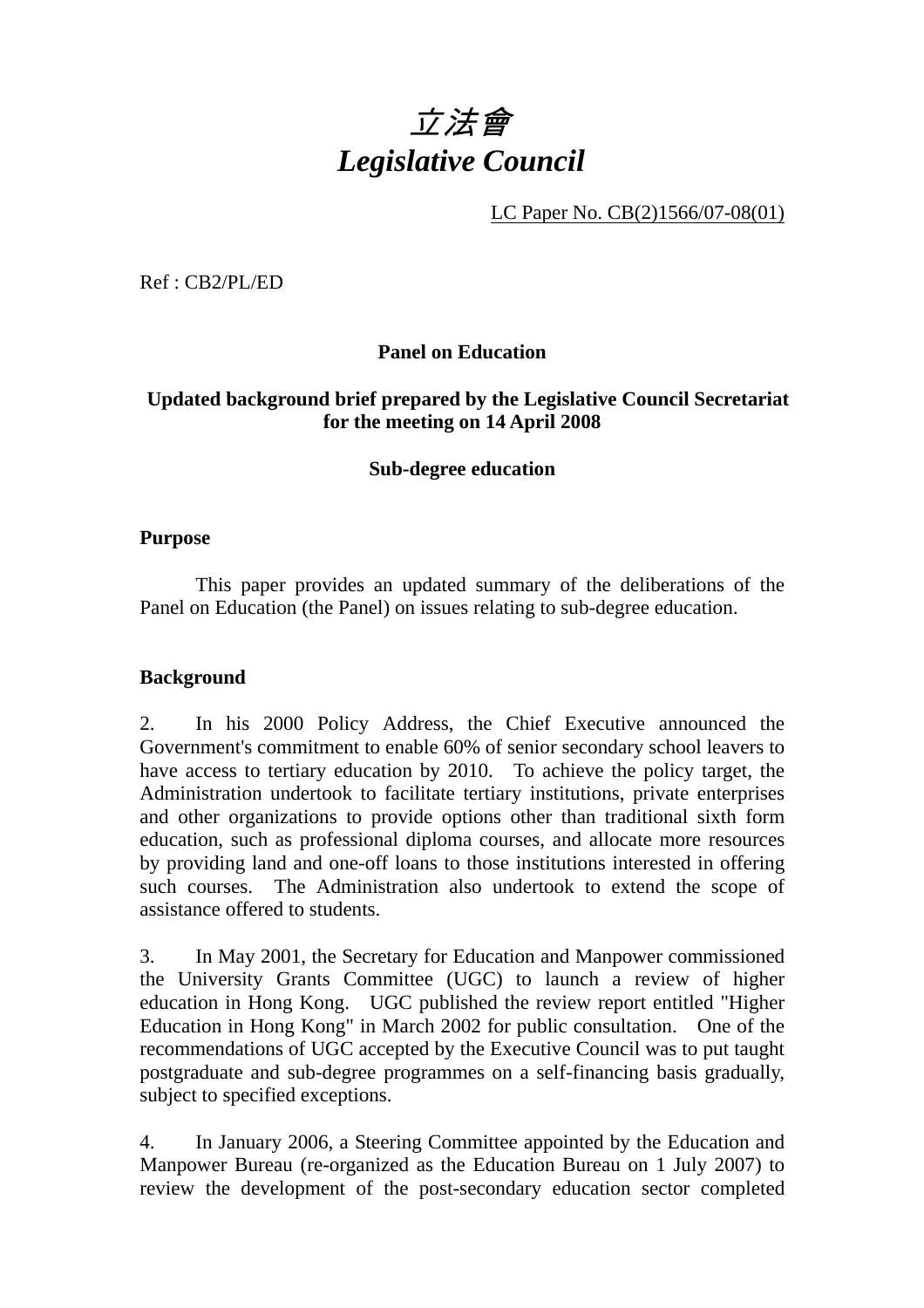# 立法會
# *Legislative Council*

LC Paper No. CB(2)1566/07-08(01)

Ref : CB2/PL/ED

**Panel on Education**

**Updated background brief prepared by the Legislative Council Secretariat for the meeting on 14 April 2008**

**Sub-degree education**

## Purpose

This paper provides an updated summary of the deliberations of the Panel on Education (the Panel) on issues relating to sub-degree education.

## Background

2. In his 2000 Policy Address, the Chief Executive announced the Government's commitment to enable 60% of senior secondary school leavers to have access to tertiary education by 2010. To achieve the policy target, the Administration undertook to facilitate tertiary institutions, private enterprises and other organizations to provide options other than traditional sixth form education, such as professional diploma courses, and allocate more resources by providing land and one-off loans to those institutions interested in offering such courses. The Administration also undertook to extend the scope of assistance offered to students.

3. In May 2001, the Secretary for Education and Manpower commissioned the University Grants Committee (UGC) to launch a review of higher education in Hong Kong. UGC published the review report entitled "Higher Education in Hong Kong" in March 2002 for public consultation. One of the recommendations of UGC accepted by the Executive Council was to put taught postgraduate and sub-degree programmes on a self-financing basis gradually, subject to specified exceptions.

4. In January 2006, a Steering Committee appointed by the Education and Manpower Bureau (re-organized as the Education Bureau on 1 July 2007) to review the development of the post-secondary education sector completed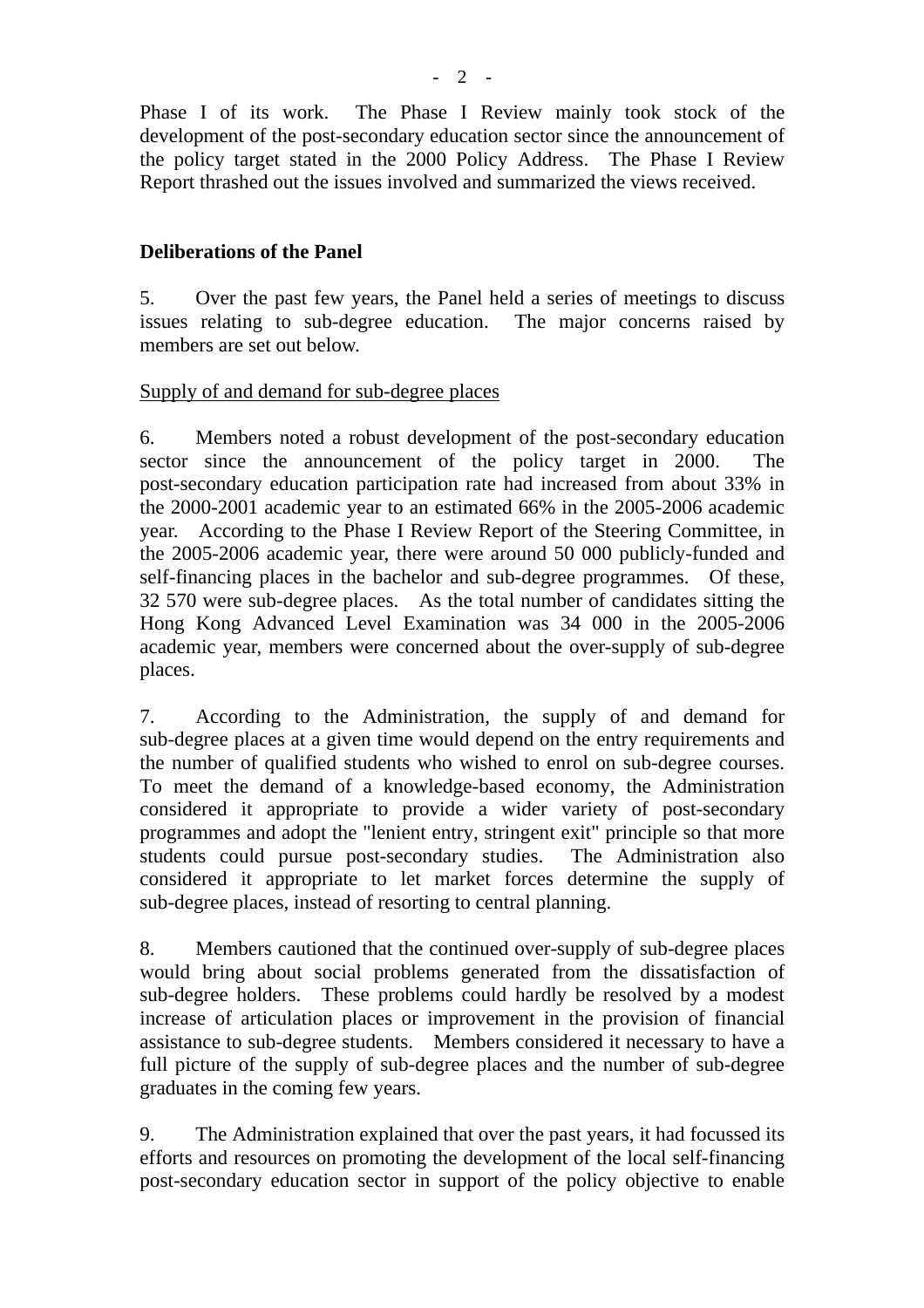Phase I of its work. The Phase I Review mainly took stock of the development of the post-secondary education sector since the announcement of the policy target stated in the 2000 Policy Address. The Phase I Review Report thrashed out the issues involved and summarized the views received.

**Deliberations of the Panel**

5. Over the past few years, the Panel held a series of meetings to discuss issues relating to sub-degree education. The major concerns raised by members are set out below.

Supply of and demand for sub-degree places

6. Members noted a robust development of the post-secondary education sector since the announcement of the policy target in 2000. The post-secondary education participation rate had increased from about 33% in the 2000-2001 academic year to an estimated 66% in the 2005-2006 academic year. According to the Phase I Review Report of the Steering Committee, in the 2005-2006 academic year, there were around 50 000 publicly-funded and self-financing places in the bachelor and sub-degree programmes. Of these, 32 570 were sub-degree places. As the total number of candidates sitting the Hong Kong Advanced Level Examination was 34 000 in the 2005-2006 academic year, members were concerned about the over-supply of sub-degree places.

7. According to the Administration, the supply of and demand for sub-degree places at a given time would depend on the entry requirements and the number of qualified students who wished to enrol on sub-degree courses. To meet the demand of a knowledge-based economy, the Administration considered it appropriate to provide a wider variety of post-secondary programmes and adopt the "lenient entry, stringent exit" principle so that more students could pursue post-secondary studies. The Administration also considered it appropriate to let market forces determine the supply of sub-degree places, instead of resorting to central planning.

8. Members cautioned that the continued over-supply of sub-degree places would bring about social problems generated from the dissatisfaction of sub-degree holders. These problems could hardly be resolved by a modest increase of articulation places or improvement in the provision of financial assistance to sub-degree students. Members considered it necessary to have a full picture of the supply of sub-degree places and the number of sub-degree graduates in the coming few years.

9. The Administration explained that over the past years, it had focussed its efforts and resources on promoting the development of the local self-financing post-secondary education sector in support of the policy objective to enable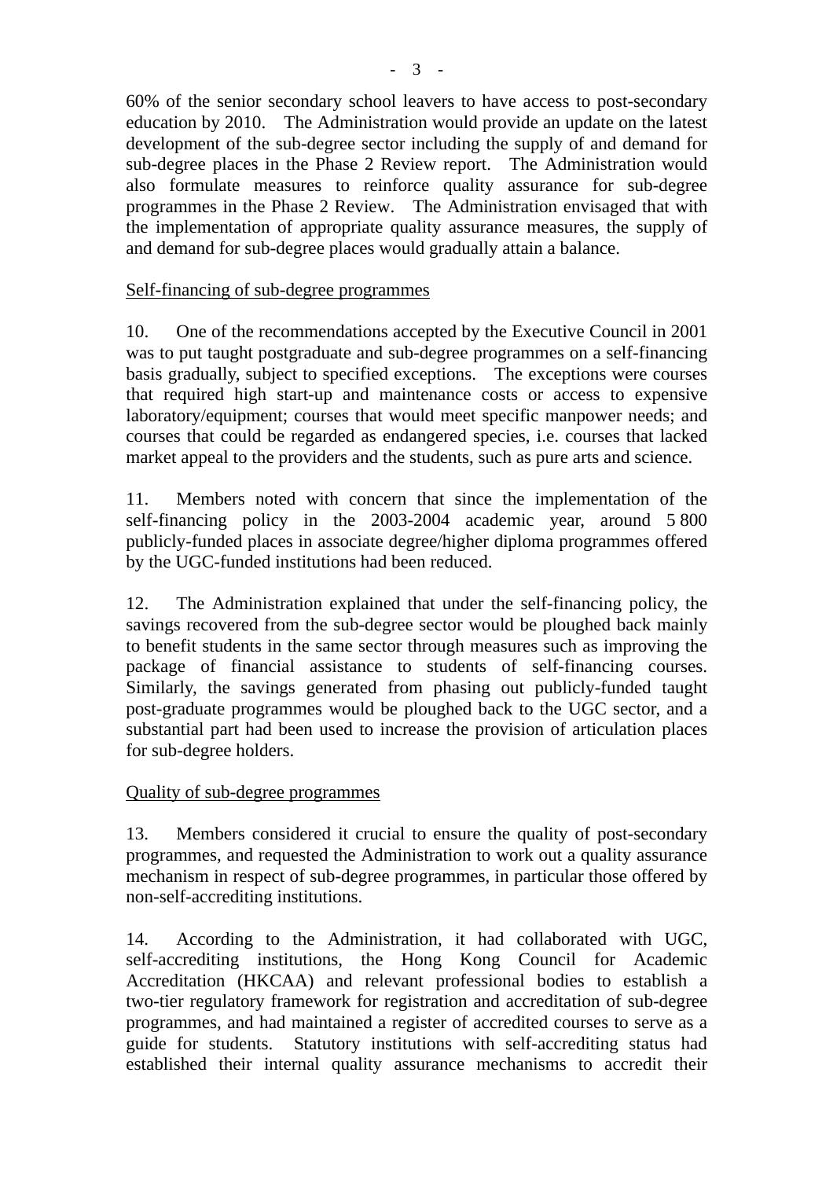60% of the senior secondary school leavers to have access to post-secondary education by 2010. The Administration would provide an update on the latest development of the sub-degree sector including the supply of and demand for sub-degree places in the Phase 2 Review report. The Administration would also formulate measures to reinforce quality assurance for sub-degree programmes in the Phase 2 Review. The Administration envisaged that with the implementation of appropriate quality assurance measures, the supply of and demand for sub-degree places would gradually attain a balance.

Self-financing of sub-degree programmes

10. One of the recommendations accepted by the Executive Council in 2001 was to put taught postgraduate and sub-degree programmes on a self-financing basis gradually, subject to specified exceptions. The exceptions were courses that required high start-up and maintenance costs or access to expensive laboratory/equipment; courses that would meet specific manpower needs; and courses that could be regarded as endangered species, i.e. courses that lacked market appeal to the providers and the students, such as pure arts and science.

11. Members noted with concern that since the implementation of the self-financing policy in the 2003-2004 academic year, around 5 800 publicly-funded places in associate degree/higher diploma programmes offered by the UGC-funded institutions had been reduced.

12. The Administration explained that under the self-financing policy, the savings recovered from the sub-degree sector would be ploughed back mainly to benefit students in the same sector through measures such as improving the package of financial assistance to students of self-financing courses. Similarly, the savings generated from phasing out publicly-funded taught post-graduate programmes would be ploughed back to the UGC sector, and a substantial part had been used to increase the provision of articulation places for sub-degree holders.

Quality of sub-degree programmes

13. Members considered it crucial to ensure the quality of post-secondary programmes, and requested the Administration to work out a quality assurance mechanism in respect of sub-degree programmes, in particular those offered by non-self-accrediting institutions.

14. According to the Administration, it had collaborated with UGC, self-accrediting institutions, the Hong Kong Council for Academic Accreditation (HKCAA) and relevant professional bodies to establish a two-tier regulatory framework for registration and accreditation of sub-degree programmes, and had maintained a register of accredited courses to serve as a guide for students. Statutory institutions with self-accrediting status had established their internal quality assurance mechanisms to accredit their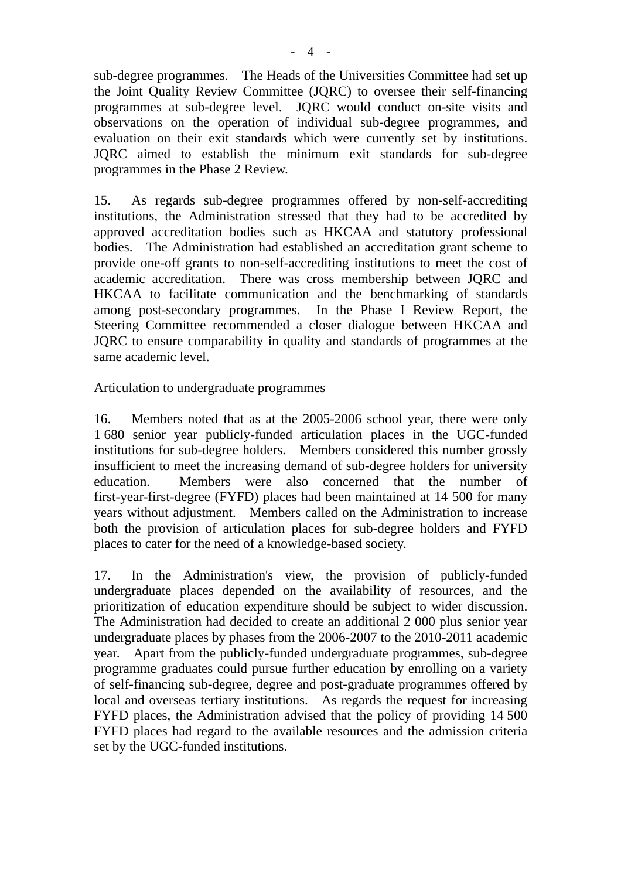sub-degree programmes. The Heads of the Universities Committee had set up the Joint Quality Review Committee (JQRC) to oversee their self-financing programmes at sub-degree level. JQRC would conduct on-site visits and observations on the operation of individual sub-degree programmes, and evaluation on their exit standards which were currently set by institutions. JQRC aimed to establish the minimum exit standards for sub-degree programmes in the Phase 2 Review.

15. As regards sub-degree programmes offered by non-self-accrediting institutions, the Administration stressed that they had to be accredited by approved accreditation bodies such as HKCAA and statutory professional bodies. The Administration had established an accreditation grant scheme to provide one-off grants to non-self-accrediting institutions to meet the cost of academic accreditation. There was cross membership between JQRC and HKCAA to facilitate communication and the benchmarking of standards among post-secondary programmes. In the Phase I Review Report, the Steering Committee recommended a closer dialogue between HKCAA and JQRC to ensure comparability in quality and standards of programmes at the same academic level.

<u>Articulation to undergraduate programmes</u>

16. Members noted that as at the 2005-2006 school year, there were only 1 680 senior year publicly-funded articulation places in the UGC-funded institutions for sub-degree holders. Members considered this number grossly insufficient to meet the increasing demand of sub-degree holders for university education. Members were also concerned that the number of first-year-first-degree (FYFD) places had been maintained at 14 500 for many years without adjustment. Members called on the Administration to increase both the provision of articulation places for sub-degree holders and FYFD places to cater for the need of a knowledge-based society.

17. In the Administration's view, the provision of publicly-funded undergraduate places depended on the availability of resources, and the prioritization of education expenditure should be subject to wider discussion. The Administration had decided to create an additional 2 000 plus senior year undergraduate places by phases from the 2006-2007 to the 2010-2011 academic year. Apart from the publicly-funded undergraduate programmes, sub-degree programme graduates could pursue further education by enrolling on a variety of self-financing sub-degree, degree and post-graduate programmes offered by local and overseas tertiary institutions. As regards the request for increasing FYFD places, the Administration advised that the policy of providing 14 500 FYFD places had regard to the available resources and the admission criteria set by the UGC-funded institutions.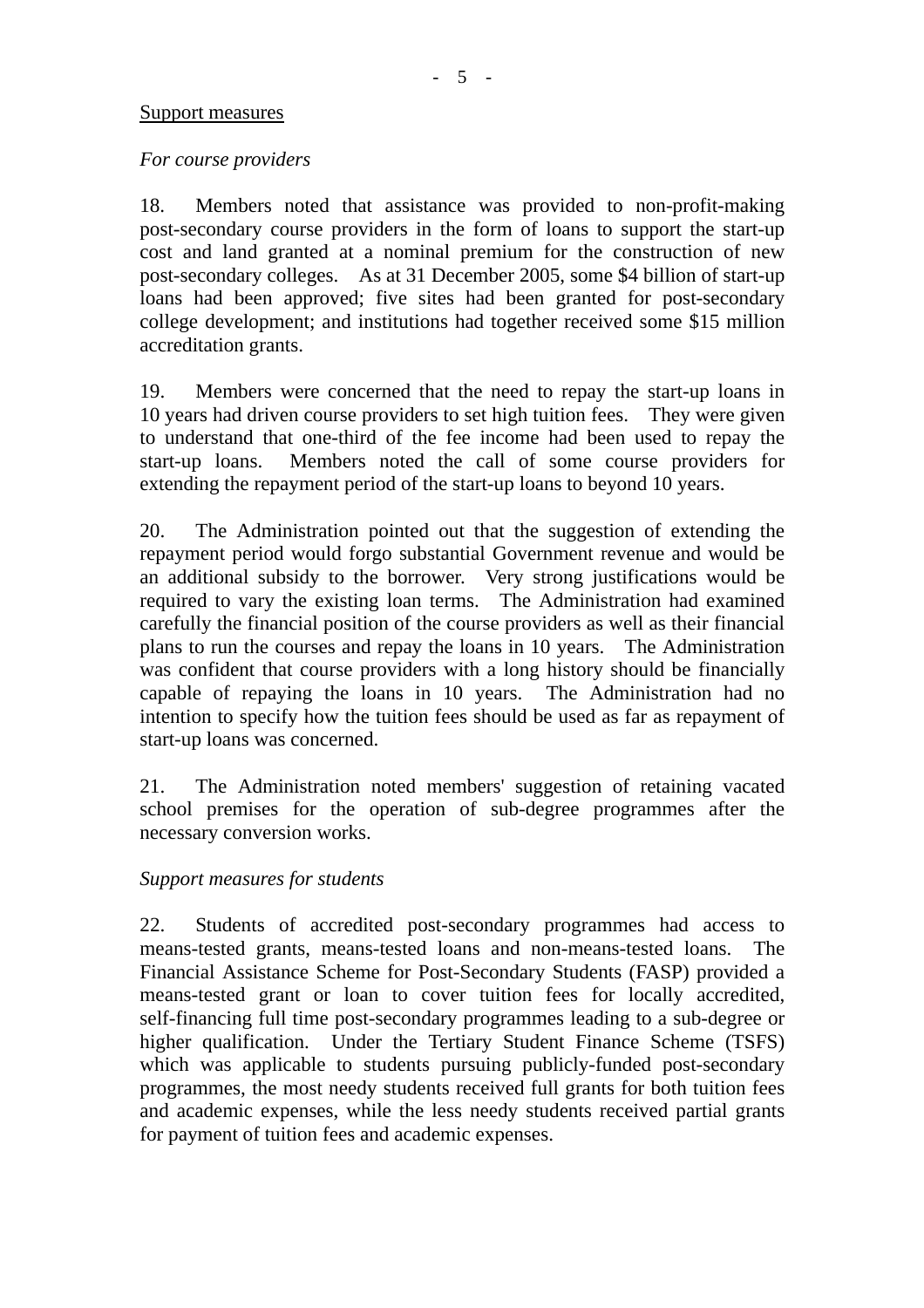<u>Support measures</u>

*For course providers*

18. Members noted that assistance was provided to non-profit-making post-secondary course providers in the form of loans to support the start-up cost and land granted at a nominal premium for the construction of new post-secondary colleges. As at 31 December 2005, some $4 billion of start-up loans had been approved; five sites had been granted for post-secondary college development; and institutions had together received some $15 million accreditation grants.

19. Members were concerned that the need to repay the start-up loans in 10 years had driven course providers to set high tuition fees. They were given to understand that one-third of the fee income had been used to repay the start-up loans. Members noted the call of some course providers for extending the repayment period of the start-up loans to beyond 10 years.

20. The Administration pointed out that the suggestion of extending the repayment period would forgo substantial Government revenue and would be an additional subsidy to the borrower. Very strong justifications would be required to vary the existing loan terms. The Administration had examined carefully the financial position of the course providers as well as their financial plans to run the courses and repay the loans in 10 years. The Administration was confident that course providers with a long history should be financially capable of repaying the loans in 10 years. The Administration had no intention to specify how the tuition fees should be used as far as repayment of start-up loans was concerned.

21. The Administration noted members' suggestion of retaining vacated school premises for the operation of sub-degree programmes after the necessary conversion works.

*Support measures for students*

22. Students of accredited post-secondary programmes had access to means-tested grants, means-tested loans and non-means-tested loans. The Financial Assistance Scheme for Post-Secondary Students (FASP) provided a means-tested grant or loan to cover tuition fees for locally accredited, self-financing full time post-secondary programmes leading to a sub-degree or higher qualification. Under the Tertiary Student Finance Scheme (TSFS) which was applicable to students pursuing publicly-funded post-secondary programmes, the most needy students received full grants for both tuition fees and academic expenses, while the less needy students received partial grants for payment of tuition fees and academic expenses.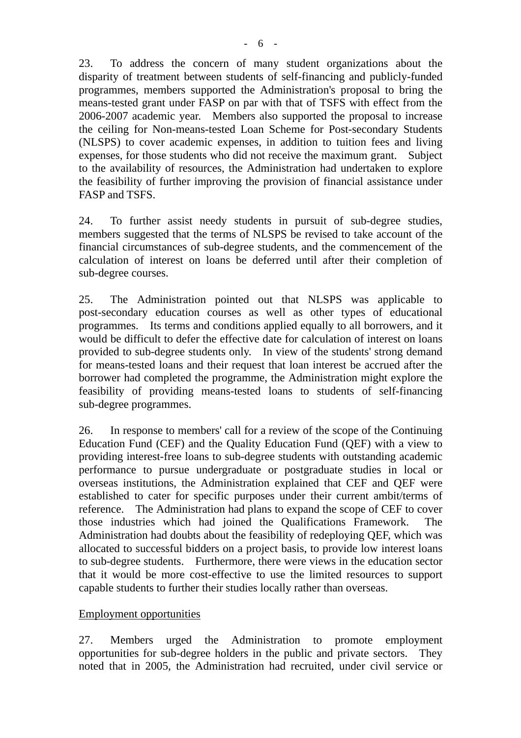23. To address the concern of many student organizations about the disparity of treatment between students of self-financing and publicly-funded programmes, members supported the Administration's proposal to bring the means-tested grant under FASP on par with that of TSFS with effect from the 2006-2007 academic year. Members also supported the proposal to increase the ceiling for Non-means-tested Loan Scheme for Post-secondary Students (NLSPS) to cover academic expenses, in addition to tuition fees and living expenses, for those students who did not receive the maximum grant. Subject to the availability of resources, the Administration had undertaken to explore the feasibility of further improving the provision of financial assistance under FASP and TSFS.

24. To further assist needy students in pursuit of sub-degree studies, members suggested that the terms of NLSPS be revised to take account of the financial circumstances of sub-degree students, and the commencement of the calculation of interest on loans be deferred until after their completion of sub-degree courses.

25. The Administration pointed out that NLSPS was applicable to post-secondary education courses as well as other types of educational programmes. Its terms and conditions applied equally to all borrowers, and it would be difficult to defer the effective date for calculation of interest on loans provided to sub-degree students only. In view of the students' strong demand for means-tested loans and their request that loan interest be accrued after the borrower had completed the programme, the Administration might explore the feasibility of providing means-tested loans to students of self-financing sub-degree programmes.

26. In response to members' call for a review of the scope of the Continuing Education Fund (CEF) and the Quality Education Fund (QEF) with a view to providing interest-free loans to sub-degree students with outstanding academic performance to pursue undergraduate or postgraduate studies in local or overseas institutions, the Administration explained that CEF and QEF were established to cater for specific purposes under their current ambit/terms of reference. The Administration had plans to expand the scope of CEF to cover those industries which had joined the Qualifications Framework. The Administration had doubts about the feasibility of redeploying QEF, which was allocated to successful bidders on a project basis, to provide low interest loans to sub-degree students. Furthermore, there were views in the education sector that it would be more cost-effective to use the limited resources to support capable students to further their studies locally rather than overseas.

<u>Employment opportunities</u>

27. Members urged the Administration to promote employment opportunities for sub-degree holders in the public and private sectors. They noted that in 2005, the Administration had recruited, under civil service or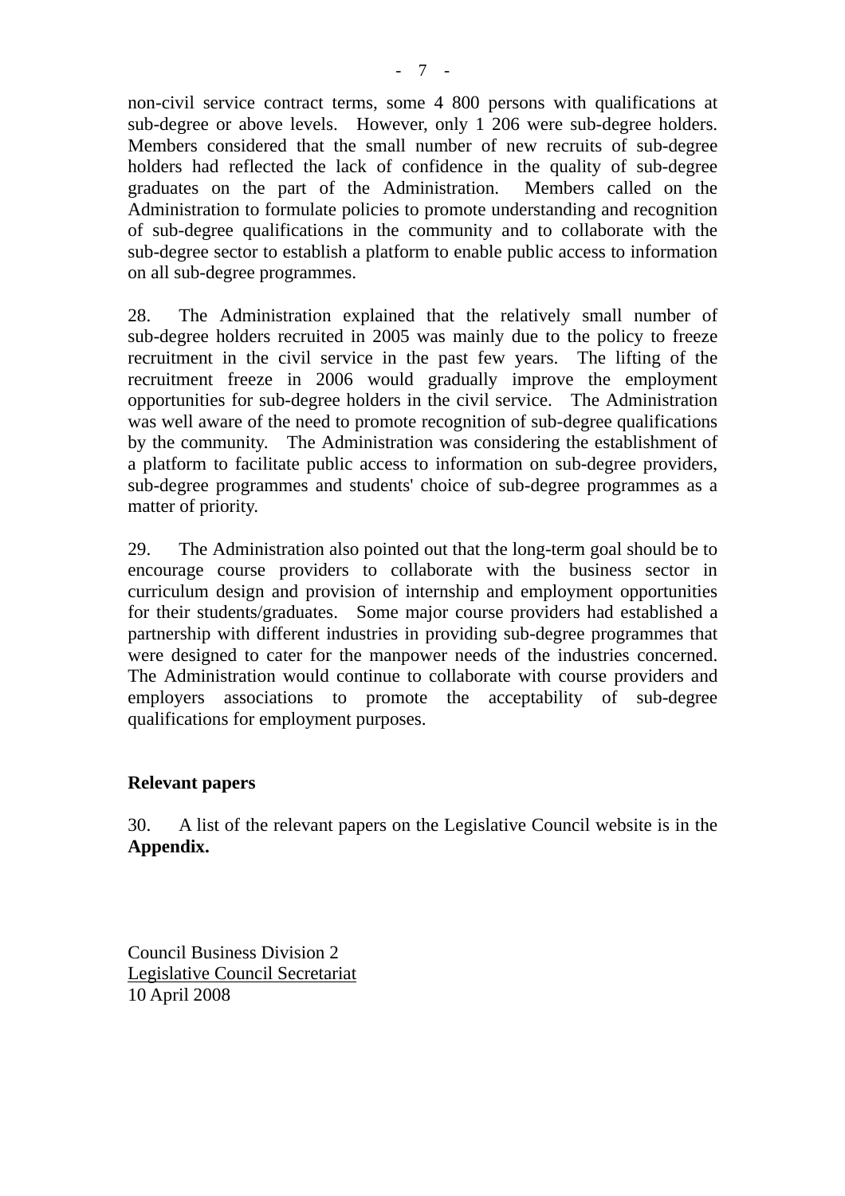non-civil service contract terms, some 4 800 persons with qualifications at sub-degree or above levels. However, only 1 206 were sub-degree holders. Members considered that the small number of new recruits of sub-degree holders had reflected the lack of confidence in the quality of sub-degree graduates on the part of the Administration. Members called on the Administration to formulate policies to promote understanding and recognition of sub-degree qualifications in the community and to collaborate with the sub-degree sector to establish a platform to enable public access to information on all sub-degree programmes.

28. The Administration explained that the relatively small number of sub-degree holders recruited in 2005 was mainly due to the policy to freeze recruitment in the civil service in the past few years. The lifting of the recruitment freeze in 2006 would gradually improve the employment opportunities for sub-degree holders in the civil service. The Administration was well aware of the need to promote recognition of sub-degree qualifications by the community. The Administration was considering the establishment of a platform to facilitate public access to information on sub-degree providers, sub-degree programmes and students' choice of sub-degree programmes as a matter of priority.

29. The Administration also pointed out that the long-term goal should be to encourage course providers to collaborate with the business sector in curriculum design and provision of internship and employment opportunities for their students/graduates. Some major course providers had established a partnership with different industries in providing sub-degree programmes that were designed to cater for the manpower needs of the industries concerned. The Administration would continue to collaborate with course providers and employers associations to promote the acceptability of sub-degree qualifications for employment purposes.

## Relevant papers

30. A list of the relevant papers on the Legislative Council website is in the **Appendix.**

Council Business Division 2
Legislative Council Secretariat
10 April 2008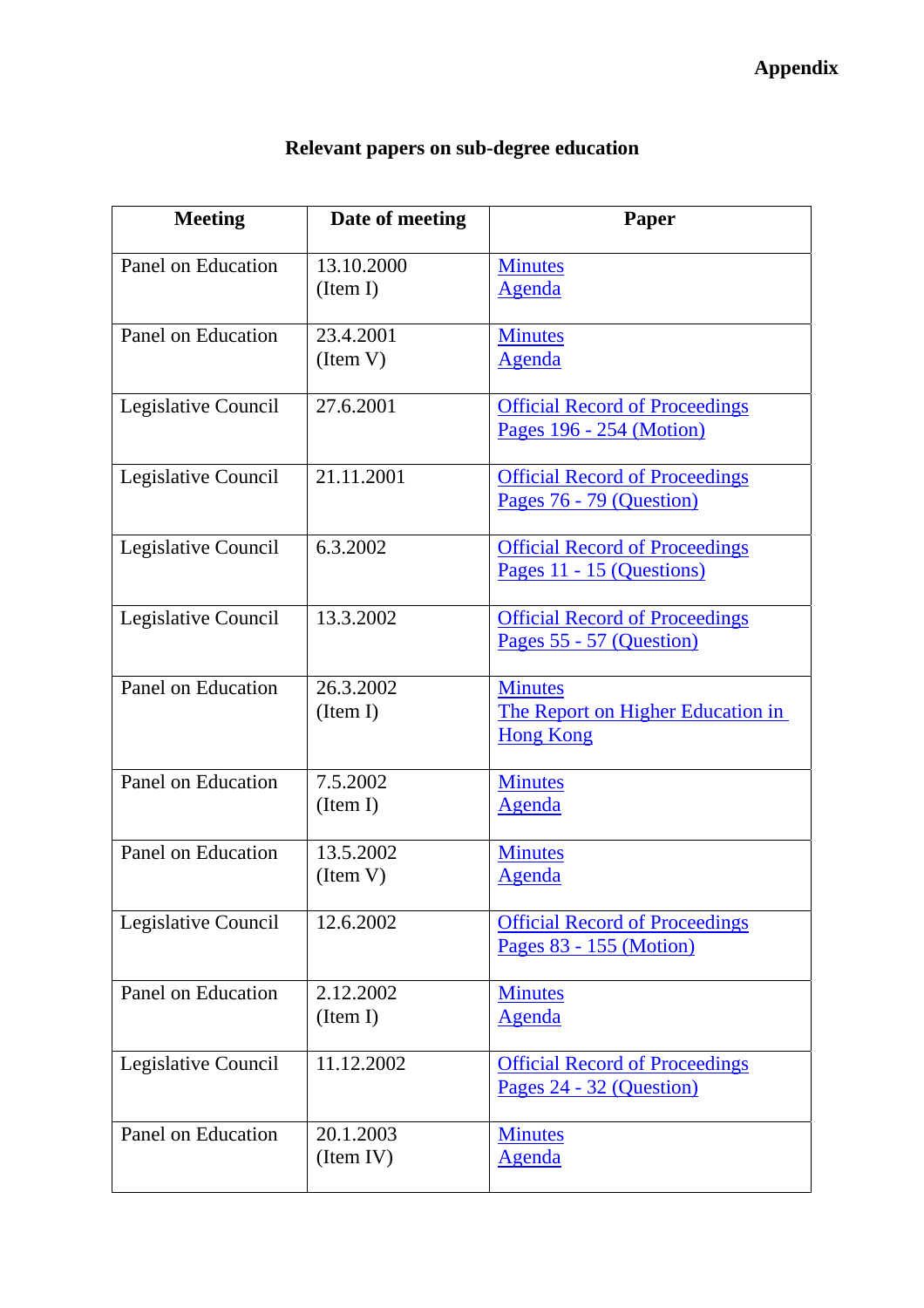**Appendix**

**Relevant papers on sub-degree education**

| Meeting | Date of meeting | Paper |
|---|---|---|
| Panel on Education | 13.10.2000<br>(Item I) | Minutes<br>Agenda |
| Panel on Education | 23.4.2001<br>(Item V) | Minutes<br>Agenda |
| Legislative Council | 27.6.2001 | Official Record of Proceedings<br>Pages 196 - 254 (Motion) |
| Legislative Council | 21.11.2001 | Official Record of Proceedings<br>Pages 76 - 79 (Question) |
| Legislative Council | 6.3.2002 | Official Record of Proceedings<br>Pages 11 - 15 (Questions) |
| Legislative Council | 13.3.2002 | Official Record of Proceedings<br>Pages 55 - 57 (Question) |
| Panel on Education | 26.3.2002<br>(Item I) | Minutes<br>The Report on Higher Education in Hong Kong |
| Panel on Education | 7.5.2002<br>(Item I) | Minutes<br>Agenda |
| Panel on Education | 13.5.2002<br>(Item V) | Minutes<br>Agenda |
| Legislative Council | 12.6.2002 | Official Record of Proceedings<br>Pages 83 - 155 (Motion) |
| Panel on Education | 2.12.2002<br>(Item I) | Minutes<br>Agenda |
| Legislative Council | 11.12.2002 | Official Record of Proceedings<br>Pages 24 - 32 (Question) |
| Panel on Education | 20.1.2003<br>(Item IV) | Minutes<br>Agenda |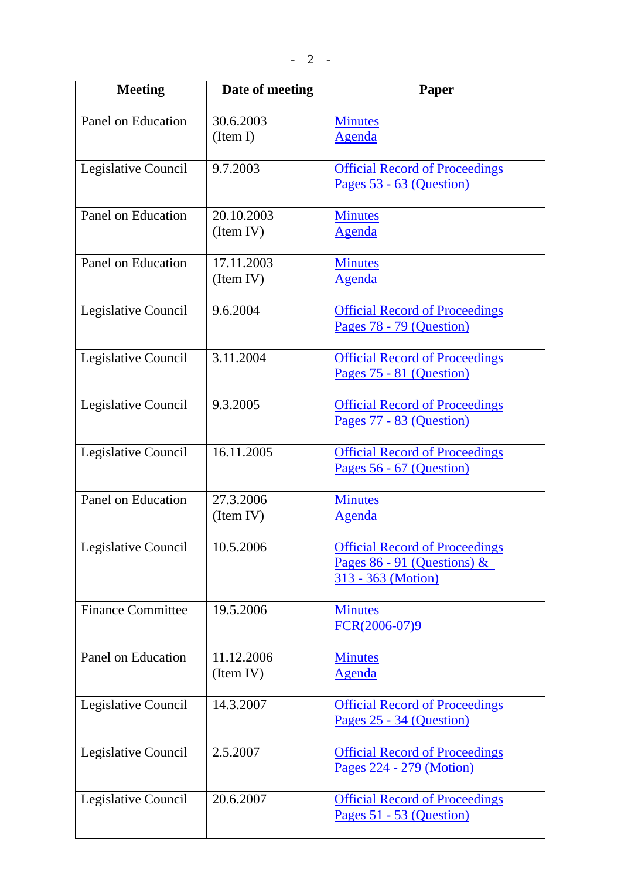| Meeting | Date of meeting | Paper |
|---|---|---|
| Panel on Education | 30.6.2003 (Item I) | Minutes<br>Agenda |
| Legislative Council | 9.7.2003 | Official Record of Proceedings<br>Pages 53 - 63 (Question) |
| Panel on Education | 20.10.2003 (Item IV) | Minutes<br>Agenda |
| Panel on Education | 17.11.2003 (Item IV) | Minutes<br>Agenda |
| Legislative Council | 9.6.2004 | Official Record of Proceedings<br>Pages 78 - 79 (Question) |
| Legislative Council | 3.11.2004 | Official Record of Proceedings<br>Pages 75 - 81 (Question) |
| Legislative Council | 9.3.2005 | Official Record of Proceedings<br>Pages 77 - 83 (Question) |
| Legislative Council | 16.11.2005 | Official Record of Proceedings<br>Pages 56 - 67 (Question) |
| Panel on Education | 27.3.2006 (Item IV) | Minutes<br>Agenda |
| Legislative Council | 10.5.2006 | Official Record of Proceedings<br>Pages 86 - 91 (Questions) & 313 - 363 (Motion) |
| Finance Committee | 19.5.2006 | Minutes<br>FCR(2006-07)9 |
| Panel on Education | 11.12.2006 (Item IV) | Minutes<br>Agenda |
| Legislative Council | 14.3.2007 | Official Record of Proceedings<br>Pages 25 - 34 (Question) |
| Legislative Council | 2.5.2007 | Official Record of Proceedings<br>Pages 224 - 279 (Motion) |
| Legislative Council | 20.6.2007 | Official Record of Proceedings<br>Pages 51 - 53 (Question) |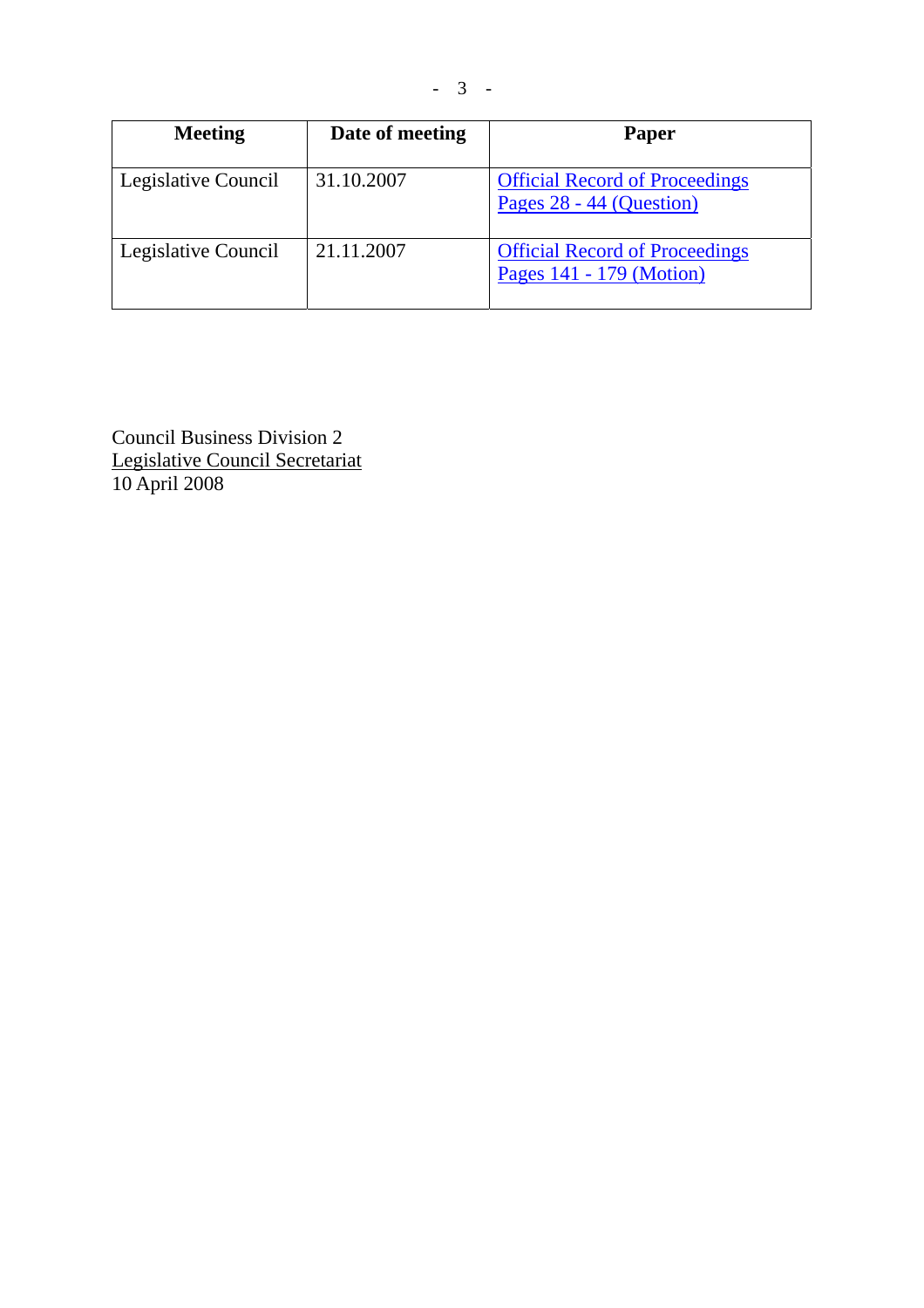| Meeting | Date of meeting | Paper |
| --- | --- | --- |
| Legislative Council | 31.10.2007 | Official Record of Proceedings Pages 28 - 44 (Question) |
| Legislative Council | 21.11.2007 | Official Record of Proceedings Pages 141 - 179 (Motion) |

Council Business Division 2
Legislative Council Secretariat
10 April 2008